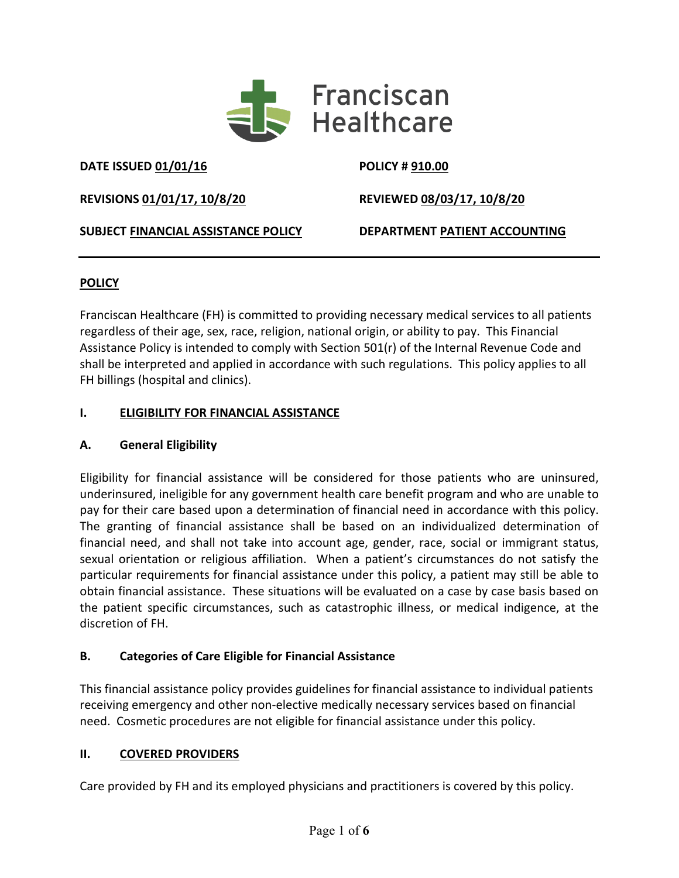Franciscan Healthcare

**DATE ISSUED** 01/01/16 | **POLICY #** 910.00

**REVISIONS** 01/01/17, 10/8/20 | **REVIEWED** 08/03/17, 10/8/20

**SUBJECT** FINANCIAL ASSISTANCE POLICY | **DEPARTMENT** PATIENT ACCOUNTING

---

## POLICY

Franciscan Healthcare (FH) is committed to providing necessary medical services to all patients regardless of their age, sex, race, religion, national origin, or ability to pay. This Financial Assistance Policy is intended to comply with Section 501(r) of the Internal Revenue Code and shall be interpreted and applied in accordance with such regulations. This policy applies to all FH billings (hospital and clinics).

## I. ELIGIBILITY FOR FINANCIAL ASSISTANCE

### A. General Eligibility

Eligibility for financial assistance will be considered for those patients who are uninsured, underinsured, ineligible for any government health care benefit program and who are unable to pay for their care based upon a determination of financial need in accordance with this policy. The granting of financial assistance shall be based on an individualized determination of financial need, and shall not take into account age, gender, race, social or immigrant status, sexual orientation or religious affiliation. When a patient's circumstances do not satisfy the particular requirements for financial assistance under this policy, a patient may still be able to obtain financial assistance. These situations will be evaluated on a case by case basis based on the patient specific circumstances, such as catastrophic illness, or medical indigence, at the discretion of FH.

### B. Categories of Care Eligible for Financial Assistance

This financial assistance policy provides guidelines for financial assistance to individual patients receiving emergency and other non-elective medically necessary services based on financial need. Cosmetic procedures are not eligible for financial assistance under this policy.

## II. COVERED PROVIDERS

Care provided by FH and its employed physicians and practitioners is covered by this policy.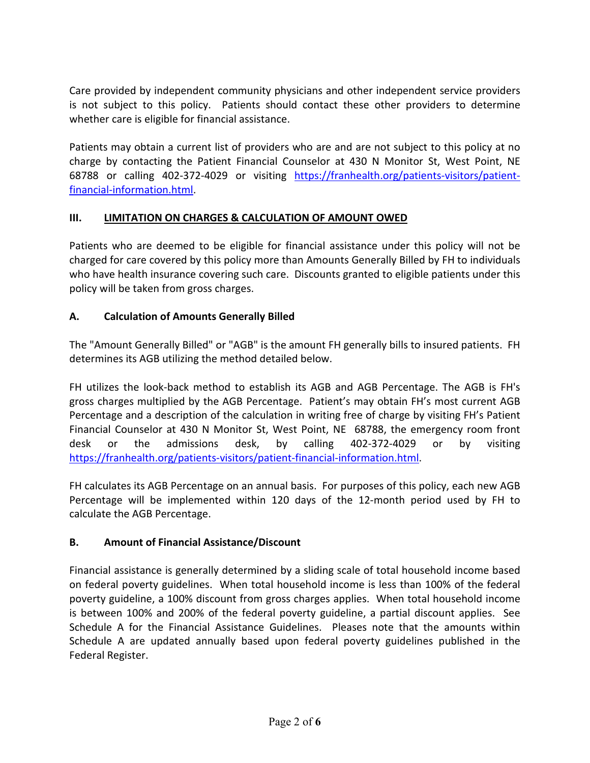Care provided by independent community physicians and other independent service providers is not subject to this policy. Patients should contact these other providers to determine whether care is eligible for financial assistance.

Patients may obtain a current list of providers who are and are not subject to this policy at no charge by contacting the Patient Financial Counselor at 430 N Monitor St, West Point, NE 68788 or calling 402-372-4029 or visiting https://franhealth.org/patients-visitors/patient-financial-information.html.

## III. LIMITATION ON CHARGES & CALCULATION OF AMOUNT OWED

Patients who are deemed to be eligible for financial assistance under this policy will not be charged for care covered by this policy more than Amounts Generally Billed by FH to individuals who have health insurance covering such care. Discounts granted to eligible patients under this policy will be taken from gross charges.

### A. Calculation of Amounts Generally Billed

The "Amount Generally Billed" or "AGB" is the amount FH generally bills to insured patients. FH determines its AGB utilizing the method detailed below.

FH utilizes the look-back method to establish its AGB and AGB Percentage. The AGB is FH's gross charges multiplied by the AGB Percentage. Patient's may obtain FH's most current AGB Percentage and a description of the calculation in writing free of charge by visiting FH's Patient Financial Counselor at 430 N Monitor St, West Point, NE 68788, the emergency room front desk or the admissions desk, by calling 402-372-4029 or by visiting https://franhealth.org/patients-visitors/patient-financial-information.html.

FH calculates its AGB Percentage on an annual basis. For purposes of this policy, each new AGB Percentage will be implemented within 120 days of the 12-month period used by FH to calculate the AGB Percentage.

### B. Amount of Financial Assistance/Discount

Financial assistance is generally determined by a sliding scale of total household income based on federal poverty guidelines. When total household income is less than 100% of the federal poverty guideline, a 100% discount from gross charges applies. When total household income is between 100% and 200% of the federal poverty guideline, a partial discount applies. See Schedule A for the Financial Assistance Guidelines. Pleases note that the amounts within Schedule A are updated annually based upon federal poverty guidelines published in the Federal Register.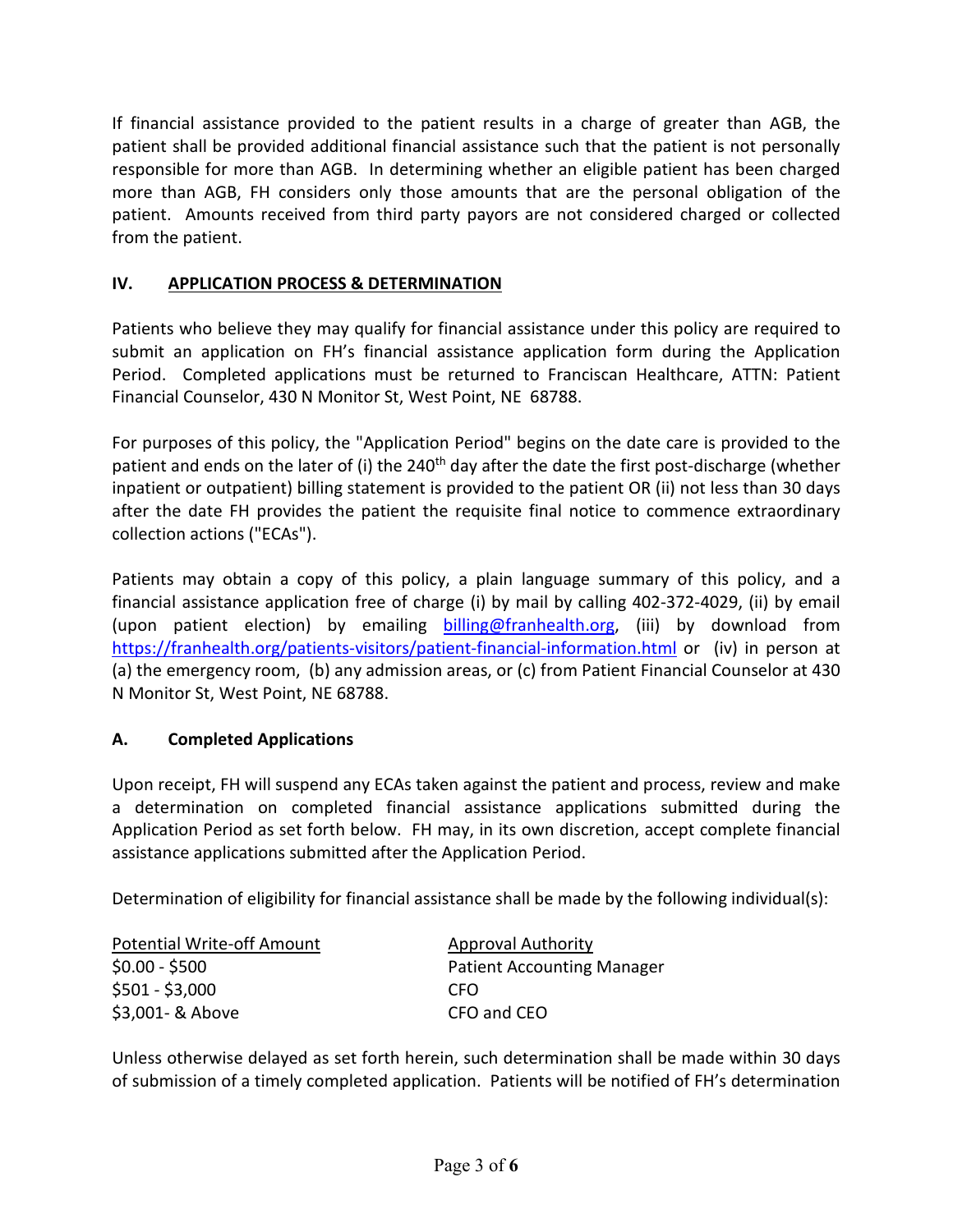If financial assistance provided to the patient results in a charge of greater than AGB, the patient shall be provided additional financial assistance such that the patient is not personally responsible for more than AGB. In determining whether an eligible patient has been charged more than AGB, FH considers only those amounts that are the personal obligation of the patient. Amounts received from third party payors are not considered charged or collected from the patient.

## IV. APPLICATION PROCESS & DETERMINATION

Patients who believe they may qualify for financial assistance under this policy are required to submit an application on FH's financial assistance application form during the Application Period. Completed applications must be returned to Franciscan Healthcare, ATTN: Patient Financial Counselor, 430 N Monitor St, West Point, NE 68788.

For purposes of this policy, the "Application Period" begins on the date care is provided to the patient and ends on the later of (i) the 240th day after the date the first post-discharge (whether inpatient or outpatient) billing statement is provided to the patient OR (ii) not less than 30 days after the date FH provides the patient the requisite final notice to commence extraordinary collection actions ("ECAs").

Patients may obtain a copy of this policy, a plain language summary of this policy, and a financial assistance application free of charge (i) by mail by calling 402-372-4029, (ii) by email (upon patient election) by emailing billing@franhealth.org, (iii) by download from https://franhealth.org/patients-visitors/patient-financial-information.html or (iv) in person at (a) the emergency room, (b) any admission areas, or (c) from Patient Financial Counselor at 430 N Monitor St, West Point, NE 68788.

### A. Completed Applications

Upon receipt, FH will suspend any ECAs taken against the patient and process, review and make a determination on completed financial assistance applications submitted during the Application Period as set forth below. FH may, in its own discretion, accept complete financial assistance applications submitted after the Application Period.

Determination of eligibility for financial assistance shall be made by the following individual(s):

| Potential Write-off Amount | Approval Authority |
| --- | --- |
| $0.00 - $500 | Patient Accounting Manager |
| $501 - $3,000 | CFO |
| $3,001- & Above | CFO and CEO |

Unless otherwise delayed as set forth herein, such determination shall be made within 30 days of submission of a timely completed application. Patients will be notified of FH's determination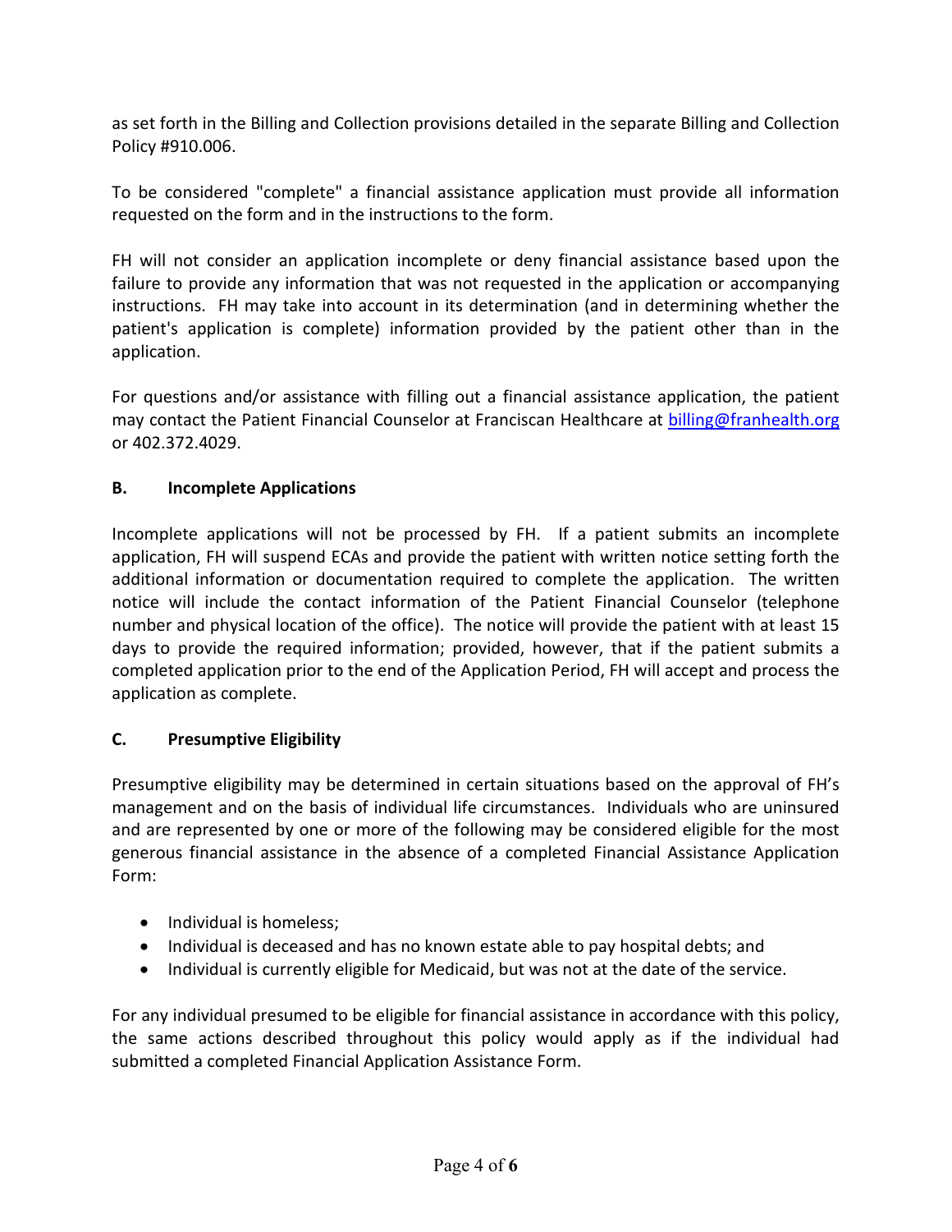as set forth in the Billing and Collection provisions detailed in the separate Billing and Collection Policy #910.006.

To be considered "complete" a financial assistance application must provide all information requested on the form and in the instructions to the form.

FH will not consider an application incomplete or deny financial assistance based upon the failure to provide any information that was not requested in the application or accompanying instructions. FH may take into account in its determination (and in determining whether the patient's application is complete) information provided by the patient other than in the application.

For questions and/or assistance with filling out a financial assistance application, the patient may contact the Patient Financial Counselor at Franciscan Healthcare at billing@franhealth.org or 402.372.4029.

### B. Incomplete Applications

Incomplete applications will not be processed by FH. If a patient submits an incomplete application, FH will suspend ECAs and provide the patient with written notice setting forth the additional information or documentation required to complete the application. The written notice will include the contact information of the Patient Financial Counselor (telephone number and physical location of the office). The notice will provide the patient with at least 15 days to provide the required information; provided, however, that if the patient submits a completed application prior to the end of the Application Period, FH will accept and process the application as complete.

### C. Presumptive Eligibility

Presumptive eligibility may be determined in certain situations based on the approval of FH's management and on the basis of individual life circumstances. Individuals who are uninsured and are represented by one or more of the following may be considered eligible for the most generous financial assistance in the absence of a completed Financial Assistance Application Form:

- Individual is homeless;
- Individual is deceased and has no known estate able to pay hospital debts; and
- Individual is currently eligible for Medicaid, but was not at the date of the service.

For any individual presumed to be eligible for financial assistance in accordance with this policy, the same actions described throughout this policy would apply as if the individual had submitted a completed Financial Application Assistance Form.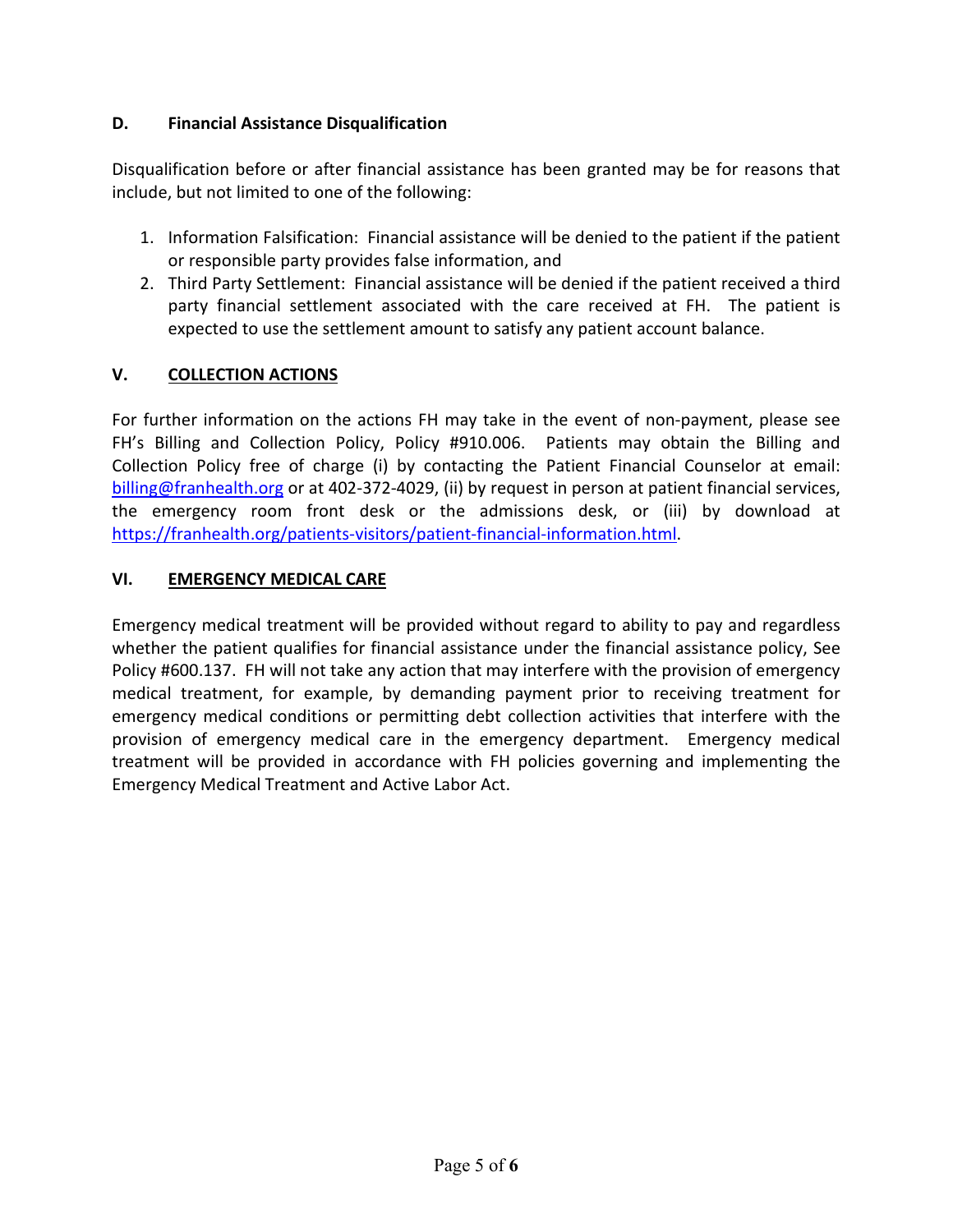### D. Financial Assistance Disqualification

Disqualification before or after financial assistance has been granted may be for reasons that include, but not limited to one of the following:

1. Information Falsification: Financial assistance will be denied to the patient if the patient or responsible party provides false information, and
2. Third Party Settlement: Financial assistance will be denied if the patient received a third party financial settlement associated with the care received at FH. The patient is expected to use the settlement amount to satisfy any patient account balance.

## V. COLLECTION ACTIONS

For further information on the actions FH may take in the event of non-payment, please see FH's Billing and Collection Policy, Policy #910.006. Patients may obtain the Billing and Collection Policy free of charge (i) by contacting the Patient Financial Counselor at email: billing@franhealth.org or at 402-372-4029, (ii) by request in person at patient financial services, the emergency room front desk or the admissions desk, or (iii) by download at https://franhealth.org/patients-visitors/patient-financial-information.html.

## VI. EMERGENCY MEDICAL CARE

Emergency medical treatment will be provided without regard to ability to pay and regardless whether the patient qualifies for financial assistance under the financial assistance policy, See Policy #600.137. FH will not take any action that may interfere with the provision of emergency medical treatment, for example, by demanding payment prior to receiving treatment for emergency medical conditions or permitting debt collection activities that interfere with the provision of emergency medical care in the emergency department. Emergency medical treatment will be provided in accordance with FH policies governing and implementing the Emergency Medical Treatment and Active Labor Act.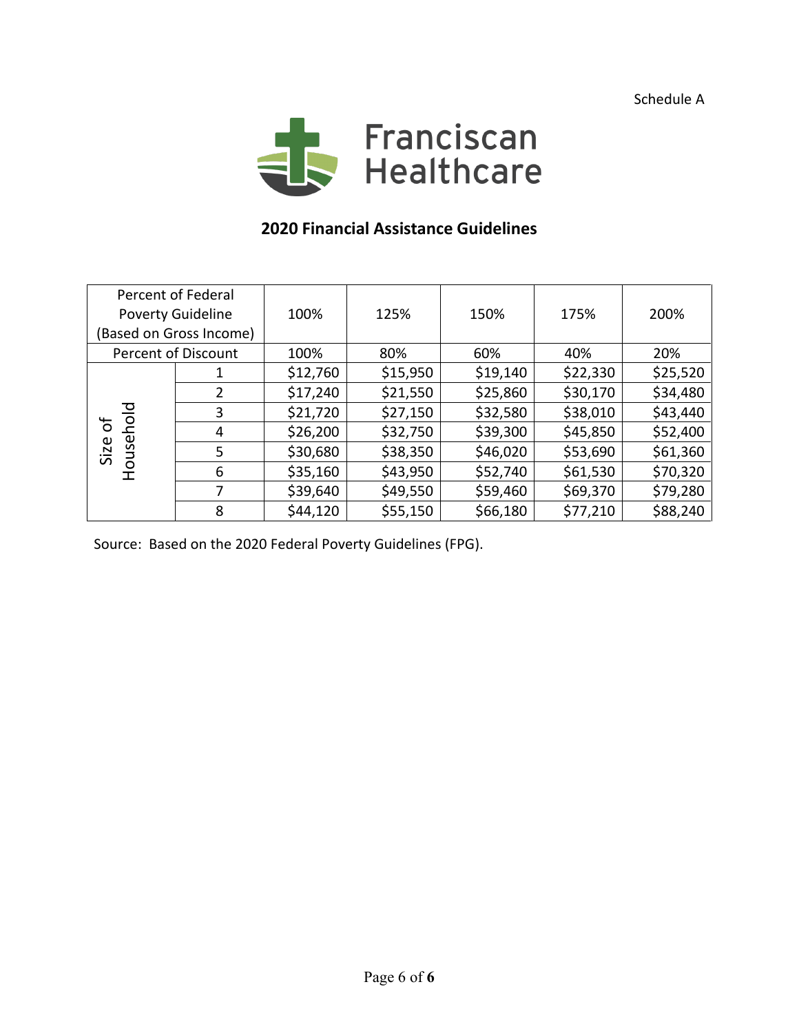Schedule A

Franciscan Healthcare

## 2020 Financial Assistance Guidelines

| Percent of Federal Poverty Guideline (Based on Gross Income) | | 100% | 125% | 150% | 175% | 200% |
|---|---|---|---|---|---|---|
| Percent of Discount | | 100% | 80% | 60% | 40% | 20% |
| Size of Household | 1 | $12,760 | $15,950 | $19,140 | $22,330 | $25,520 |
| | 2 | $17,240 | $21,550 | $25,860 | $30,170 | $34,480 |
| | 3 | $21,720 | $27,150 | $32,580 | $38,010 | $43,440 |
| | 4 | $26,200 | $32,750 | $39,300 | $45,850 | $52,400 |
| | 5 | $30,680 | $38,350 | $46,020 | $53,690 | $61,360 |
| | 6 | $35,160 | $43,950 | $52,740 | $61,530 | $70,320 |
| | 7 | $39,640 | $49,550 | $59,460 | $69,370 | $79,280 |
| | 8 | $44,120 | $55,150 | $66,180 | $77,210 | $88,240 |

Source: Based on the 2020 Federal Poverty Guidelines (FPG).